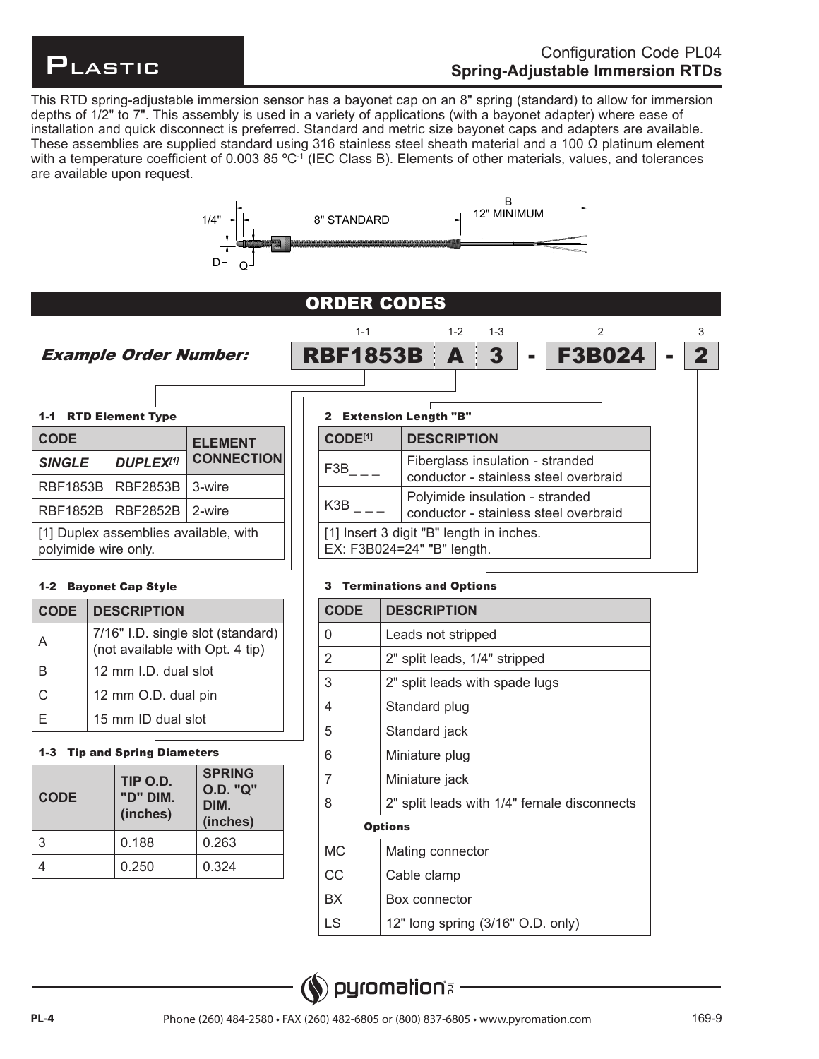# Plastic

## Configuration Code PL04
## Spring-Adjustable Immersion RTDs

This RTD spring-adjustable immersion sensor has a bayonet cap on an 8" spring (standard) to allow for immersion depths of 1/2" to 7". This assembly is used in a variety of applications (with a bayonet adapter) where ease of installation and quick disconnect is preferred. Standard and metric size bayonet caps and adapters are available. These assemblies are supplied standard using 316 stainless steel sheath material and a 100 Ω platinum element with a temperature coefficient of 0.003 85 ºC$^{-1}$ (IEC Class B). Elements of other materials, values, and tolerances are available upon request.

1/4" — 8" STANDARD — B 12" MINIMUM — D — Q

## ORDER CODES

***Example Order Number:*** **RBF1853B A 3 - F3B024 - 2**

(1-1: RBF1853B, 1-2: A, 1-3: 3, 2: F3B024, 3: 2)

### 1-1 RTD Element Type

| CODE | | ELEMENT CONNECTION |
|---|---|---|
| ***SINGLE*** | ***DUPLEX[1]*** | |
| RBF1853B | RBF2853B | 3-wire |
| RBF1852B | RBF2852B | 2-wire |

[1] Duplex assemblies available, with polyimide wire only.

### 1-2 Bayonet Cap Style

| CODE | DESCRIPTION |
|---|---|
| A | 7/16" I.D. single slot (standard) (not available with Opt. 4 tip) |
| B | 12 mm I.D. dual slot |
| C | 12 mm O.D. dual pin |
| E | 15 mm ID dual slot |

### 1-3 Tip and Spring Diameters

| CODE | TIP O.D. "D" DIM. (inches) | SPRING O.D. "Q" DIM. (inches) |
|---|---|---|
| 3 | 0.188 | 0.263 |
| 4 | 0.250 | 0.324 |

### 2 Extension Length "B"

| CODE[1] | DESCRIPTION |
|---|---|
| F3B_ _ _ | Fiberglass insulation - stranded conductor - stainless steel overbraid |
| K3B _ _ _ | Polyimide insulation - stranded conductor - stainless steel overbraid |

[1] Insert 3 digit "B" length in inches.
EX: F3B024=24" "B" length.

### 3 Terminations and Options

| CODE | DESCRIPTION |
|---|---|
| 0 | Leads not stripped |
| 2 | 2" split leads, 1/4" stripped |
| 3 | 2" split leads with spade lugs |
| 4 | Standard plug |
| 5 | Standard jack |
| 6 | Miniature plug |
| 7 | Miniature jack |
| 8 | 2" split leads with 1/4" female disconnects |
| **Options** | |
| MC | Mating connector |
| CC | Cable clamp |
| BX | Box connector |
| LS | 12" long spring (3/16" O.D. only) |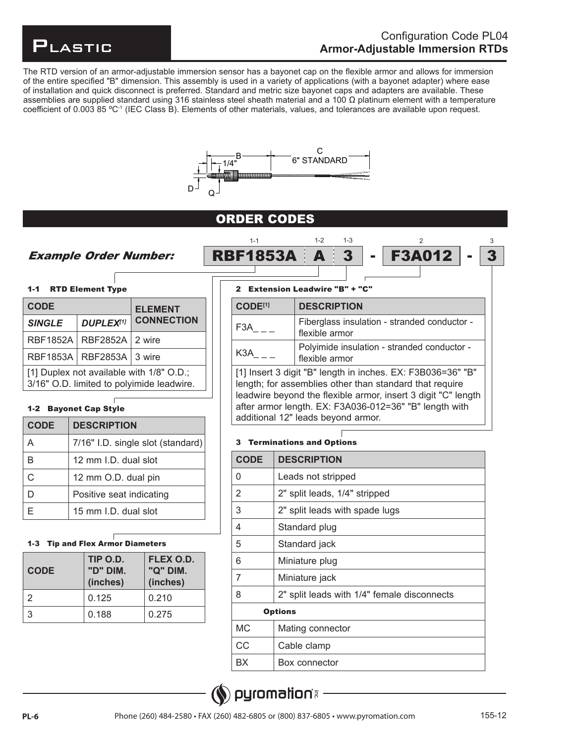# Plastic

## Configuration Code PL04
## Armor-Adjustable Immersion RTDs

The RTD version of an armor-adjustable immersion sensor has a bayonet cap on the flexible armor and allows for immersion of the entire specified "B" dimension. This assembly is used in a variety of applications (with a bayonet adapter) where ease of installation and quick disconnect is preferred. Standard and metric size bayonet caps and adapters are available. These assemblies are supplied standard using 316 stainless steel sheath material and a 100 Ω platinum element with a temperature coefficient of 0.003 85 °C$^{-1}$ (IEC Class B). Elements of other materials, values, and tolerances are available upon request.

B
1/4"
C
6" STANDARD
D
Q

## ORDER CODES

***Example Order Number:*** RBF1853A (1-1) A (1-2) 3 (1-3) - F3A012 (2) - 3 (3)

### 1-1 RTD Element Type

| CODE | | ELEMENT CONNECTION |
|---|---|---|
| *SINGLE* | *DUPLEX[1]* | |
| RBF1852A | RBF2852A | 2 wire |
| RBF1853A | RBF2853A | 3 wire |

[1] Duplex not available with 1/8" O.D.; 3/16" O.D. limited to polyimide leadwire.

### 1-2 Bayonet Cap Style

| CODE | DESCRIPTION |
|---|---|
| A | 7/16" I.D. single slot (standard) |
| B | 12 mm I.D. dual slot |
| C | 12 mm O.D. dual pin |
| D | Positive seat indicating |
| E | 15 mm I.D. dual slot |

### 1-3 Tip and Flex Armor Diameters

| CODE | TIP O.D. "D" DIM. (inches) | FLEX O.D. "Q" DIM. (inches) |
|---|---|---|
| 2 | 0.125 | 0.210 |
| 3 | 0.188 | 0.275 |

### 2 Extension Leadwire "B" + "C"

| CODE[1] | DESCRIPTION |
|---|---|
| F3A_ _ _ | Fiberglass insulation - stranded conductor - flexible armor |
| K3A_ _ _ | Polyimide insulation - stranded conductor - flexible armor |

[1] Insert 3 digit "B" length in inches. EX: F3B036=36" "B" length; for assemblies other than standard that require leadwire beyond the flexible armor, insert 3 digit "C" length after armor length. EX: F3A036-012=36" "B" length with additional 12" leads beyond armor.

### 3 Terminations and Options

| CODE | DESCRIPTION |
|---|---|
| 0 | Leads not stripped |
| 2 | 2" split leads, 1/4" stripped |
| 3 | 2" split leads with spade lugs |
| 4 | Standard plug |
| 5 | Standard jack |
| 6 | Miniature plug |
| 7 | Miniature jack |
| 8 | 2" split leads with 1/4" female disconnects |
| **Options** | |
| MC | Mating connector |
| CC | Cable clamp |
| BX | Box connector |

Phone (260) 484-2580 • FAX (260) 482-6805 or (800) 837-6805 • www.pyromation.com

155-12